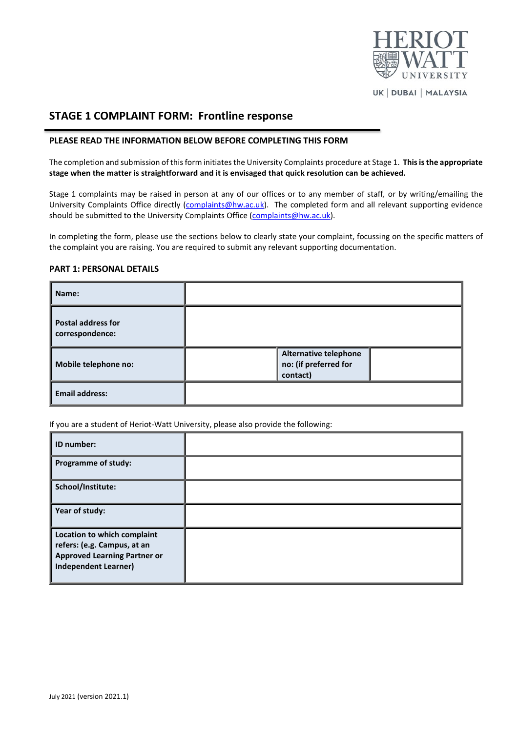HERIOT WATT UNIVERSITY

UK | DUBAI | MALAYSIA

# STAGE 1 COMPLAINT FORM: Frontline response

## PLEASE READ THE INFORMATION BELOW BEFORE COMPLETING THIS FORM

The completion and submission of this form initiates the University Complaints procedure at Stage 1. **This is the appropriate stage when the matter is straightforward and it is envisaged that quick resolution can be achieved.**

Stage 1 complaints may be raised in person at any of our offices or to any member of staff, or by writing/emailing the University Complaints Office directly (complaints@hw.ac.uk). The completed form and all relevant supporting evidence should be submitted to the University Complaints Office (complaints@hw.ac.uk).

In completing the form, please use the sections below to clearly state your complaint, focussing on the specific matters of the complaint you are raising. You are required to submit any relevant supporting documentation.

## PART 1: PERSONAL DETAILS

| **Name:** | | | |
|---|---|---|---|
| **Postal address for correspondence:** | | | |
| **Mobile telephone no:** | | **Alternative telephone no: (if preferred for contact)** | |
| **Email address:** | | | |

If you are a student of Heriot-Watt University, please also provide the following:

| **ID number:** | |
|---|---|
| **Programme of study:** | |
| **School/Institute:** | |
| **Year of study:** | |
| **Location to which complaint refers: (e.g. Campus, at an Approved Learning Partner or Independent Learner)** | |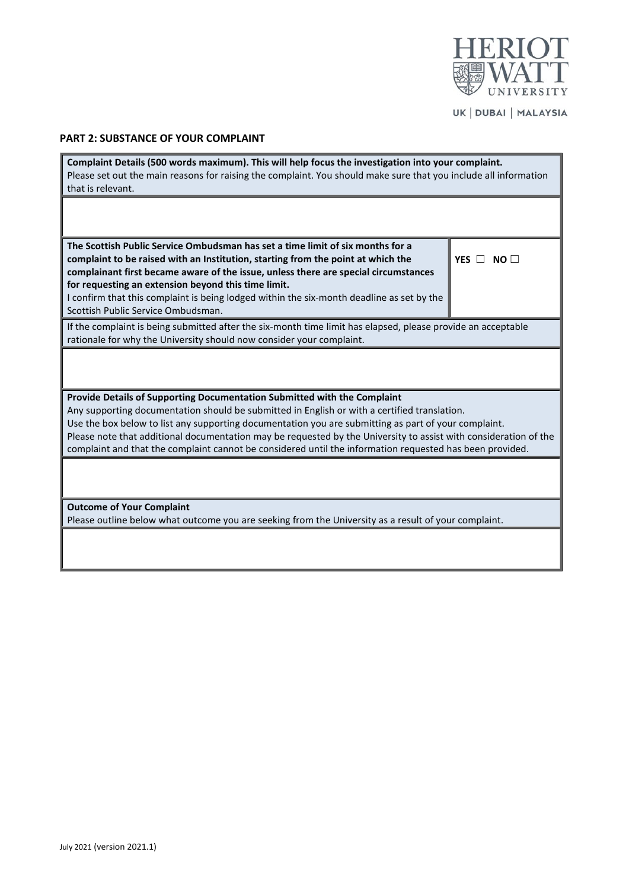## PART 2: SUBSTANCE OF YOUR COMPLAINT

| **Complaint Details (500 words maximum). This will help focus the investigation into your complaint.** Please set out the main reasons for raising the complaint. You should make sure that you include all information that is relevant. | |
|---|---|
| | |
| **The Scottish Public Service Ombudsman has set a time limit of six months for a complaint to be raised with an Institution, starting from the point at which the complainant first became aware of the issue, unless there are special circumstances for requesting an extension beyond this time limit.** I confirm that this complaint is being lodged within the six-month deadline as set by the Scottish Public Service Ombudsman. | **YES** ☐ **NO** ☐ |
| If the complaint is being submitted after the six-month time limit has elapsed, please provide an acceptable rationale for why the University should now consider your complaint. | |
| | |
| **Provide Details of Supporting Documentation Submitted with the Complaint** Any supporting documentation should be submitted in English or with a certified translation. Use the box below to list any supporting documentation you are submitting as part of your complaint. Please note that additional documentation may be requested by the University to assist with consideration of the complaint and that the complaint cannot be considered until the information requested has been provided. | |
| | |
| **Outcome of Your Complaint** Please outline below what outcome you are seeking from the University as a result of your complaint. | |
| | |

July 2021 (version 2021.1)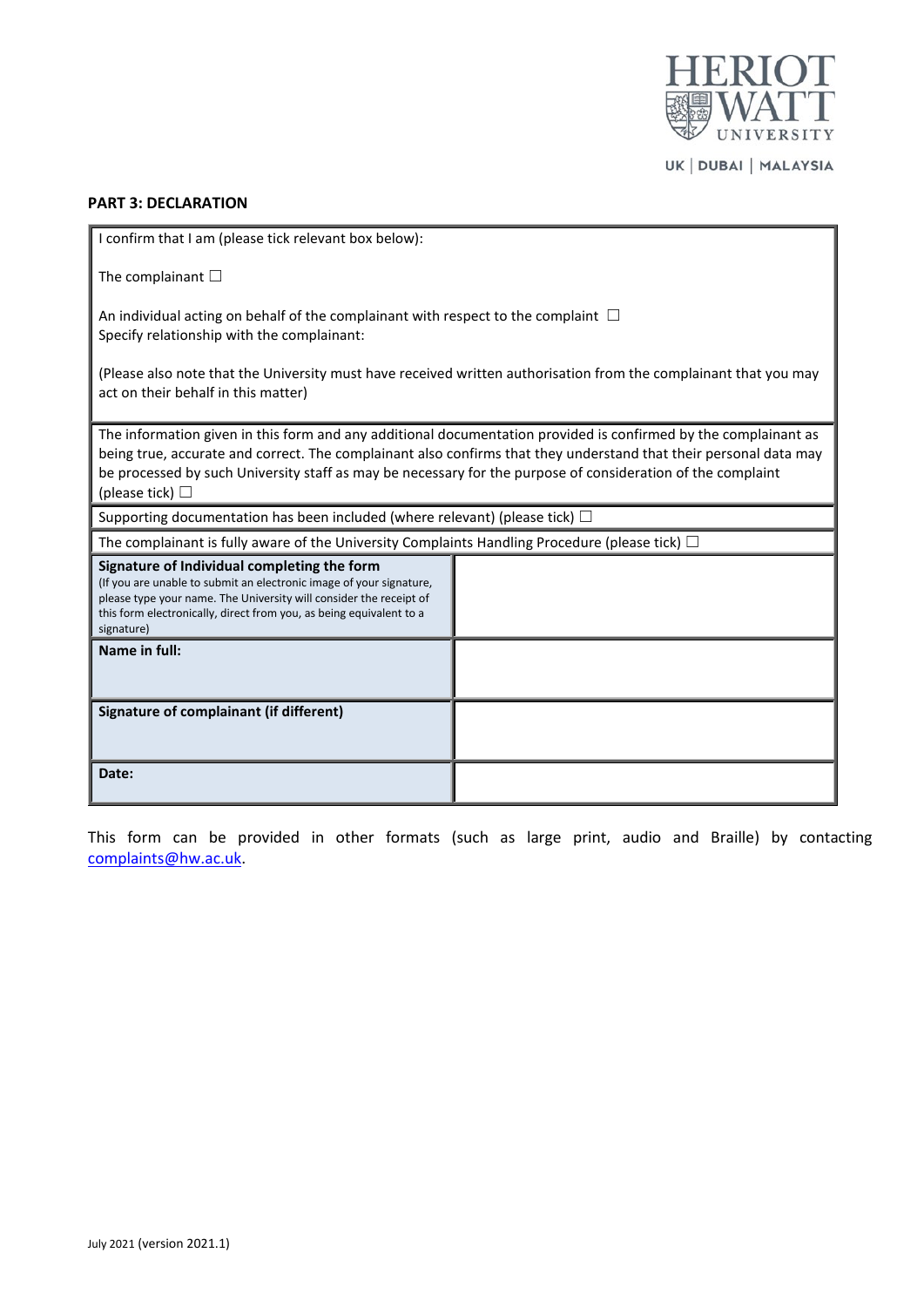**PART 3: DECLARATION**

| | |
|---|---|
| I confirm that I am (please tick relevant box below):<br><br>The complainant ☐<br><br>An individual acting on behalf of the complainant with respect to the complaint ☐<br>Specify relationship with the complainant:<br><br>(Please also note that the University must have received written authorisation from the complainant that you may act on their behalf in this matter) | |
| The information given in this form and any additional documentation provided is confirmed by the complainant as being true, accurate and correct. The complainant also confirms that they understand that their personal data may be processed by such University staff as may be necessary for the purpose of consideration of the complaint (please tick) ☐ | |
| Supporting documentation has been included (where relevant) (please tick) ☐ | |
| The complainant is fully aware of the University Complaints Handling Procedure (please tick) ☐ | |
| **Signature of Individual completing the form**<br>(If you are unable to submit an electronic image of your signature, please type your name. The University will consider the receipt of this form electronically, direct from you, as being equivalent to a signature) | |
| **Name in full:** | |
| **Signature of complainant (if different)** | |
| **Date:** | |

This form can be provided in other formats (such as large print, audio and Braille) by contacting complaints@hw.ac.uk.

July 2021 (version 2021.1)